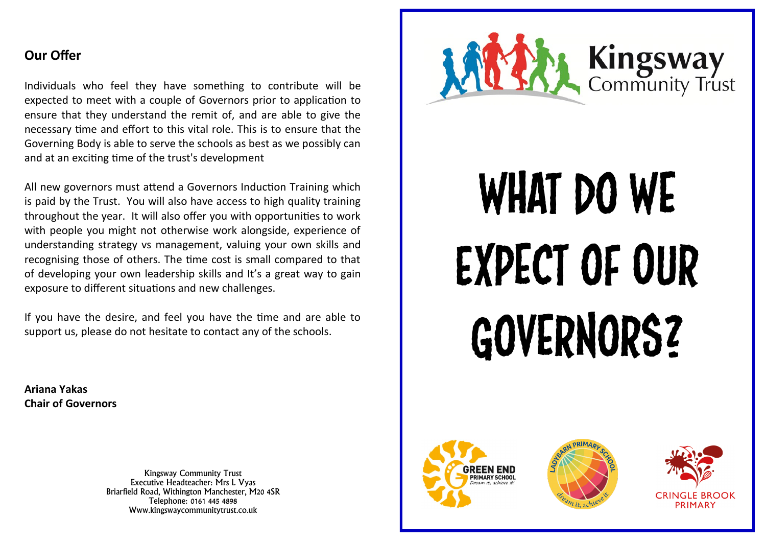## Our Offer

Individuals who feel they have something to contribute will be expected to meet with a couple of Governors prior to application to ensure that they understand the remit of, and are able to give the necessary time and effort to this vital role. This is to ensure that the Governing Body is able to serve the schools as best as we possibly can and at an exciting time of the trust's development

All new governors must attend a Governors Induction Training which is paid by the Trust. You will also have access to high quality training throughout the year. It will also offer you with opportunities to work with people you might not otherwise work alongside, experience of understanding strategy vs management, valuing your own skills and recognising those of others. The time cost is small compared to that of developing your own leadership skills and It's a great way to gain exposure to different situations and new challenges.

If you have the desire, and feel you have the time and are able to support us, please do not hesitate to contact any of the schools.

**Ariana Yakas**
**Chair of Governors**

Kingsway Community Trust
Executive Headteacher: Mrs L Vyas
Briarfield Road, Withington Manchester, M20 4SR
Telephone: 0161 445 4898
Www.kingswaycommunitytrust.co.uk

Kingsway Community Trust

# WHAT DO WE EXPECT OF OUR GOVERNORS?

GREEN END PRIMARY SCHOOL
Dream it, achieve it!

LADYBARN PRIMARY SCHOOL
dream it, achieve it

CRINGLE BROOK PRIMARY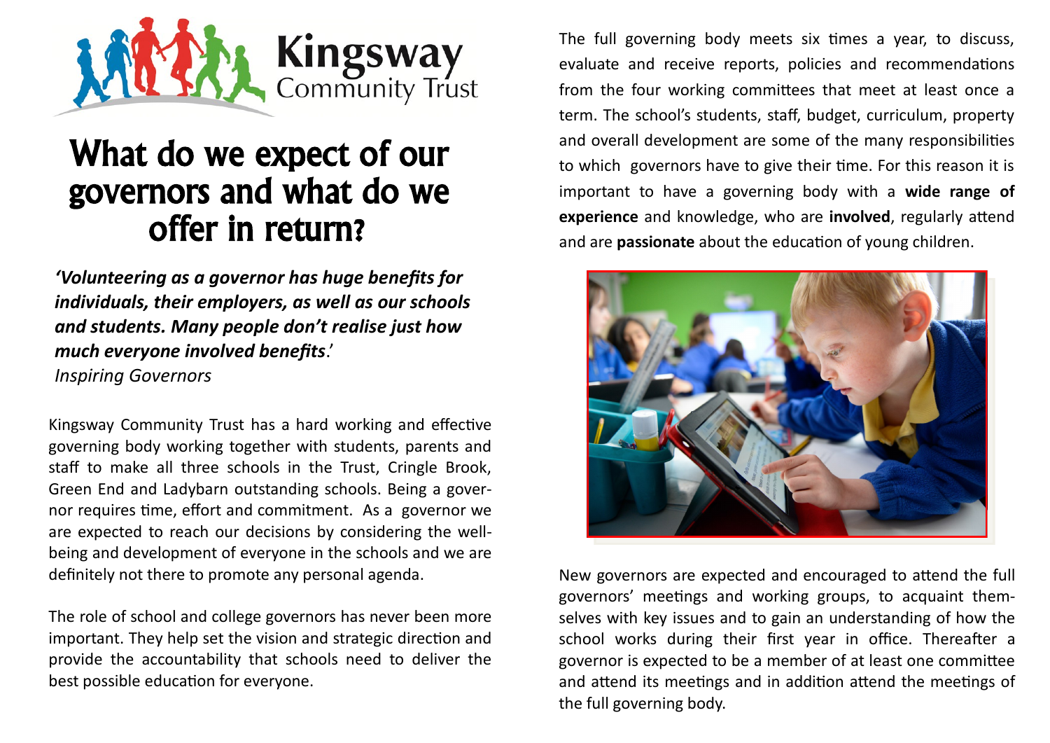Kingsway Community Trust

# What do we expect of our governors and what do we offer in return?

*'**Volunteering as a governor has huge benefits for individuals, their employers, as well as our schools and students. Many people don't realise just how much everyone involved benefits**.'*
*Inspiring Governors*

Kingsway Community Trust has a hard working and effective governing body working together with students, parents and staff to make all three schools in the Trust, Cringle Brook, Green End and Ladybarn outstanding schools. Being a governor requires time, effort and commitment. As a governor we are expected to reach our decisions by considering the well-being and development of everyone in the schools and we are definitely not there to promote any personal agenda.

The role of school and college governors has never been more important. They help set the vision and strategic direction and provide the accountability that schools need to deliver the best possible education for everyone.

The full governing body meets six times a year, to discuss, evaluate and receive reports, policies and recommendations from the four working committees that meet at least once a term. The school's students, staff, budget, curriculum, property and overall development are some of the many responsibilities to which governors have to give their time. For this reason it is important to have a governing body with a **wide range of experience** and knowledge, who are **involved**, regularly attend and are **passionate** about the education of young children.

New governors are expected and encouraged to attend the full governors' meetings and working groups, to acquaint themselves with key issues and to gain an understanding of how the school works during their first year in office. Thereafter a governor is expected to be a member of at least one committee and attend its meetings and in addition attend the meetings of the full governing body.